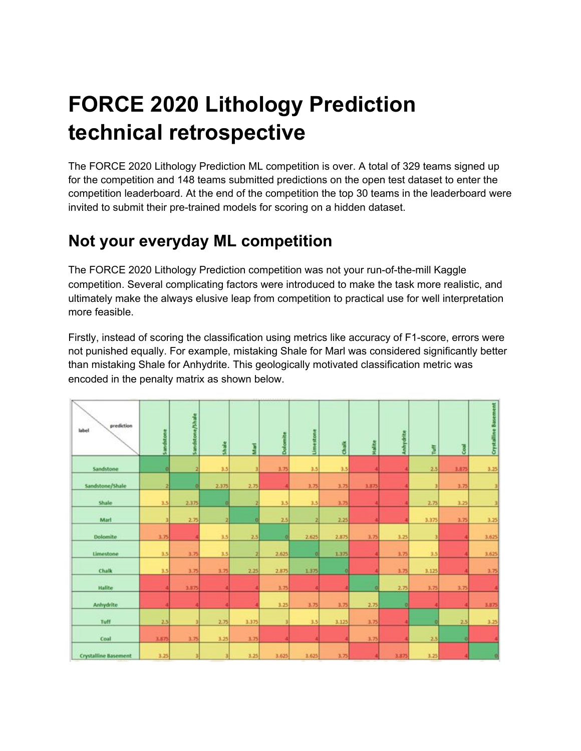# FORCE 2020 Lithology Prediction technical retrospective

The FORCE 2020 Lithology Prediction ML competition is over. A total of 329 teams signed up for the competition and 148 teams submitted predictions on the open test dataset to enter the competition leaderboard. At the end of the competition the top 30 teams in the leaderboard were invited to submit their pre-trained models for scoring on a hidden dataset.

## Not your everyday ML competition

The FORCE 2020 Lithology Prediction competition was not your run-of-the-mill Kaggle competition. Several complicating factors were introduced to make the task more realistic, and ultimately make the always elusive leap from competition to practical use for well interpretation more feasible.

Firstly, instead of scoring the classification using metrics like accuracy of F1-score, errors were not punished equally. For example, mistaking Shale for Marl was considered significantly better than mistaking Shale for Anhydrite. This geologically motivated classification metric was encoded in the penalty matrix as shown below.

| label \ prediction | Sandstone | Sandstone/Shale | Shale | Marl | Dolomite | Limestone | Chalk | Halite | Anhydrite | Tuff | Coal | Crystalline Basement |
|---|---|---|---|---|---|---|---|---|---|---|---|---|
| Sandstone | 0 | 2 | 3.5 | 3 | 3.75 | 3.5 | 3.5 | 4 | 4 | 2.5 | 3.875 | 3.25 |
| Sandstone/Shale | 2 | 0 | 2.375 | 2.75 | 4 | 3.75 | 3.75 | 3.875 | 4 | 3 | 3.75 | 3 |
| Shale | 3.5 | 2.375 | 0 | 2 | 3.5 | 3.5 | 3.75 | 4 | 4 | 2.75 | 3.25 | 3 |
| Marl | 3 | 2.75 | 2 | 0 | 2.5 | 2 | 2.25 | 4 | 4 | 3.375 | 3.75 | 3.25 |
| Dolomite | 3.75 | 4 | 3.5 | 2.5 | 0 | 2.625 | 2.875 | 3.75 | 3.25 | 3 | 4 | 3.625 |
| Limestone | 3.5 | 3.75 | 3.5 | 2 | 2.625 | 0 | 1.375 | 4 | 3.75 | 3.5 | 4 | 3.625 |
| Chalk | 3.5 | 3.75 | 3.75 | 2.25 | 2.875 | 1.375 | 0 | 4 | 3.75 | 3.125 | 4 | 3.75 |
| Halite | 4 | 3.875 | 4 | 4 | 3.75 | 4 | 4 | 0 | 2.75 | 3.75 | 3.75 | 4 |
| Anhydrite | 4 | 4 | 4 | 4 | 3.25 | 3.75 | 3.75 | 2.75 | 0 | 4 | 4 | 3.875 |
| Tuff | 2.5 | 3 | 2.75 | 3.375 | 3 | 3.5 | 3.125 | 3.75 | 4 | 0 | 2.5 | 3.25 |
| Coal | 3.875 | 3.75 | 3.25 | 3.75 | 4 | 4 | 4 | 3.75 | 4 | 2.5 | 0 | 4 |
| Crystalline Basement | 3.25 | 3 | 3 | 3.25 | 3.625 | 3.625 | 3.75 | 4 | 3.875 | 3.25 | 4 | 0 |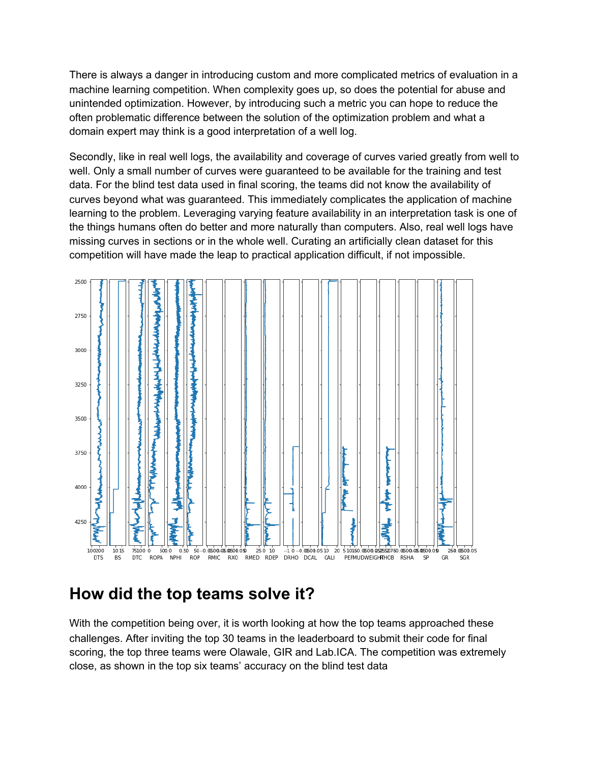There is always a danger in introducing custom and more complicated metrics of evaluation in a machine learning competition. When complexity goes up, so does the potential for abuse and unintended optimization. However, by introducing such a metric you can hope to reduce the often problematic difference between the solution of the optimization problem and what a domain expert may think is a good interpretation of a well log.

Secondly, like in real well logs, the availability and coverage of curves varied greatly from well to well. Only a small number of curves were guaranteed to be available for the training and test data. For the blind test data used in final scoring, the teams did not know the availability of curves beyond what was guaranteed. This immediately complicates the application of machine learning to the problem. Leveraging varying feature availability in an interpretation task is one of the things humans often do better and more naturally than computers. Also, real well logs have missing curves in sections or in the whole well. Curating an artificially clean dataset for this competition will have made the leap to practical application difficult, if not impossible.

## How did the top teams solve it?

With the competition being over, it is worth looking at how the top teams approached these challenges. After inviting the top 30 teams in the leaderboard to submit their code for final scoring, the top three teams were Olawale, GIR and Lab.ICA. The competition was extremely close, as shown in the top six teams' accuracy on the blind test data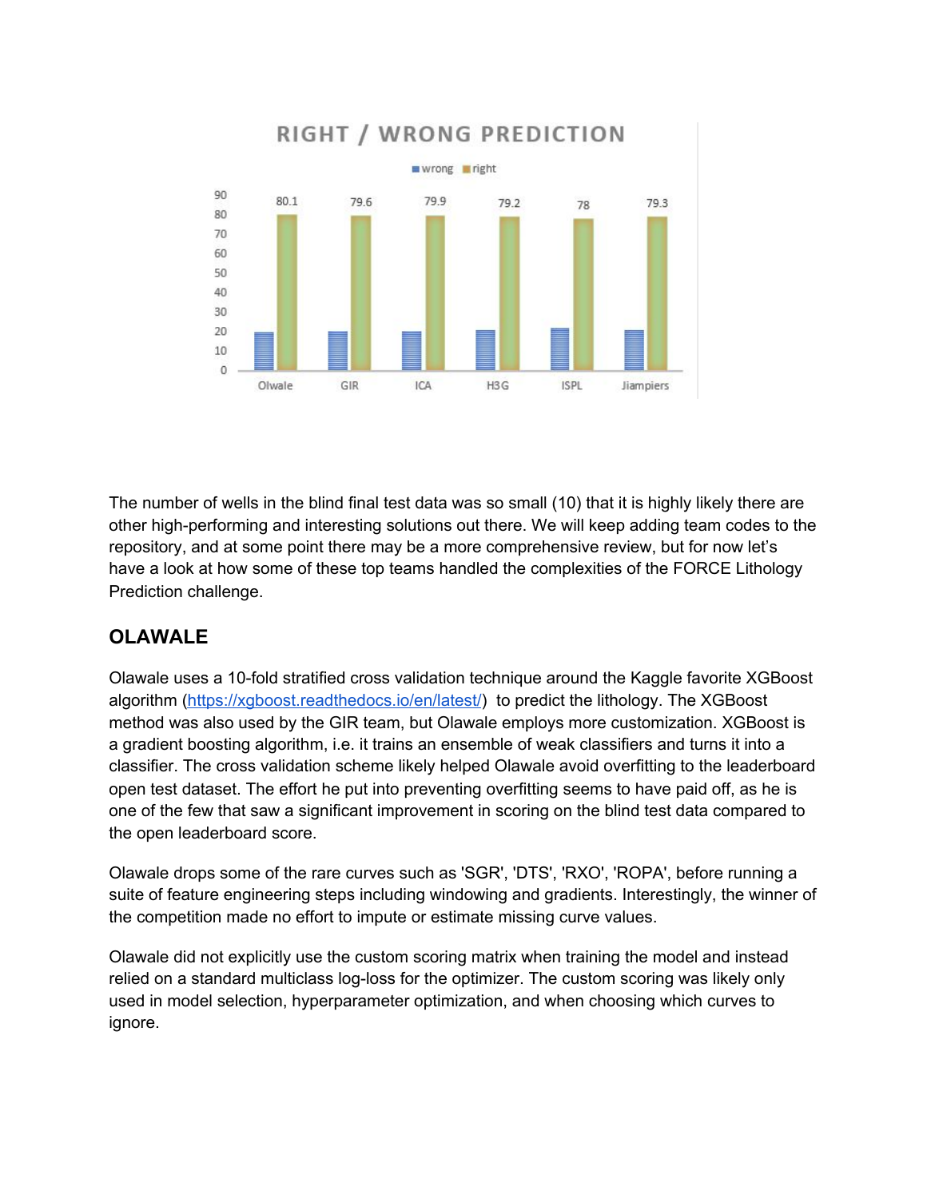**RIGHT / WRONG PREDICTION**

| | Olwale | GIR | ICA | H3G | ISPL | Jiampiers |
|---|---|---|---|---|---|---|
| right | 80.1 | 79.6 | 79.9 | 79.2 | 78 | 79.3 |

The number of wells in the blind final test data was so small (10) that it is highly likely there are other high-performing and interesting solutions out there. We will keep adding team codes to the repository, and at some point there may be a more comprehensive review, but for now let's have a look at how some of these top teams handled the complexities of the FORCE Lithology Prediction challenge.

## OLAWALE

Olawale uses a 10-fold stratified cross validation technique around the Kaggle favorite XGBoost algorithm ([https://xgboost.readthedocs.io/en/latest/](https://xgboost.readthedocs.io/en/latest/)) to predict the lithology. The XGBoost method was also used by the GIR team, but Olawale employs more customization. XGBoost is a gradient boosting algorithm, i.e. it trains an ensemble of weak classifiers and turns it into a classifier. The cross validation scheme likely helped Olawale avoid overfitting to the leaderboard open test dataset. The effort he put into preventing overfitting seems to have paid off, as he is one of the few that saw a significant improvement in scoring on the blind test data compared to the open leaderboard score.

Olawale drops some of the rare curves such as 'SGR', 'DTS', 'RXO', 'ROPA', before running a suite of feature engineering steps including windowing and gradients. Interestingly, the winner of the competition made no effort to impute or estimate missing curve values.

Olawale did not explicitly use the custom scoring matrix when training the model and instead relied on a standard multiclass log-loss for the optimizer. The custom scoring was likely only used in model selection, hyperparameter optimization, and when choosing which curves to ignore.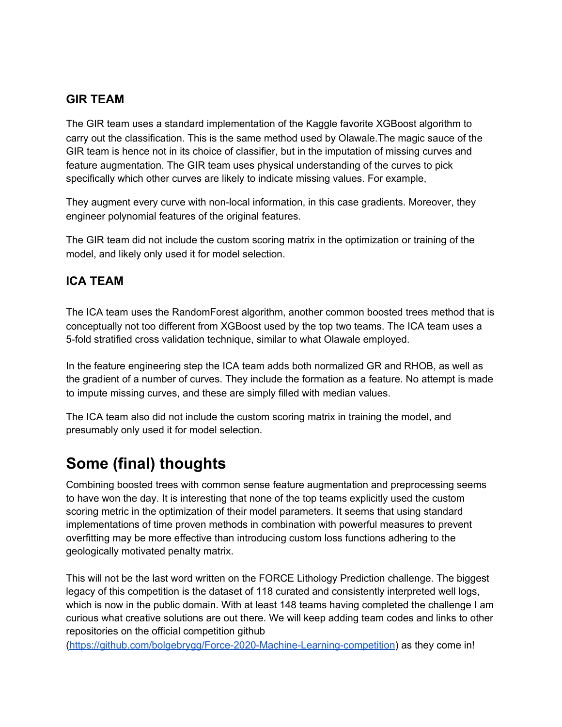### GIR TEAM

The GIR team uses a standard implementation of the Kaggle favorite XGBoost algorithm to carry out the classification. This is the same method used by Olawale.The magic sauce of the GIR team is hence not in its choice of classifier, but in the imputation of missing curves and feature augmentation. The GIR team uses physical understanding of the curves to pick specifically which other curves are likely to indicate missing values. For example,

They augment every curve with non-local information, in this case gradients. Moreover, they engineer polynomial features of the original features.

The GIR team did not include the custom scoring matrix in the optimization or training of the model, and likely only used it for model selection.

### ICA TEAM

The ICA team uses the RandomForest algorithm, another common boosted trees method that is conceptually not too different from XGBoost used by the top two teams. The ICA team uses a 5-fold stratified cross validation technique, similar to what Olawale employed.

In the feature engineering step the ICA team adds both normalized GR and RHOB, as well as the gradient of a number of curves. They include the formation as a feature. No attempt is made to impute missing curves, and these are simply filled with median values.

The ICA team also did not include the custom scoring matrix in training the model, and presumably only used it for model selection.

# Some (final) thoughts

Combining boosted trees with common sense feature augmentation and preprocessing seems to have won the day. It is interesting that none of the top teams explicitly used the custom scoring metric in the optimization of their model parameters. It seems that using standard implementations of time proven methods in combination with powerful measures to prevent overfitting may be more effective than introducing custom loss functions adhering to the geologically motivated penalty matrix.

This will not be the last word written on the FORCE Lithology Prediction challenge. The biggest legacy of this competition is the dataset of 118 curated and consistently interpreted well logs, which is now in the public domain. With at least 148 teams having completed the challenge I am curious what creative solutions are out there. We will keep adding team codes and links to other repositories on the official competition github (https://github.com/bolgebrygg/Force-2020-Machine-Learning-competition) as they come in!